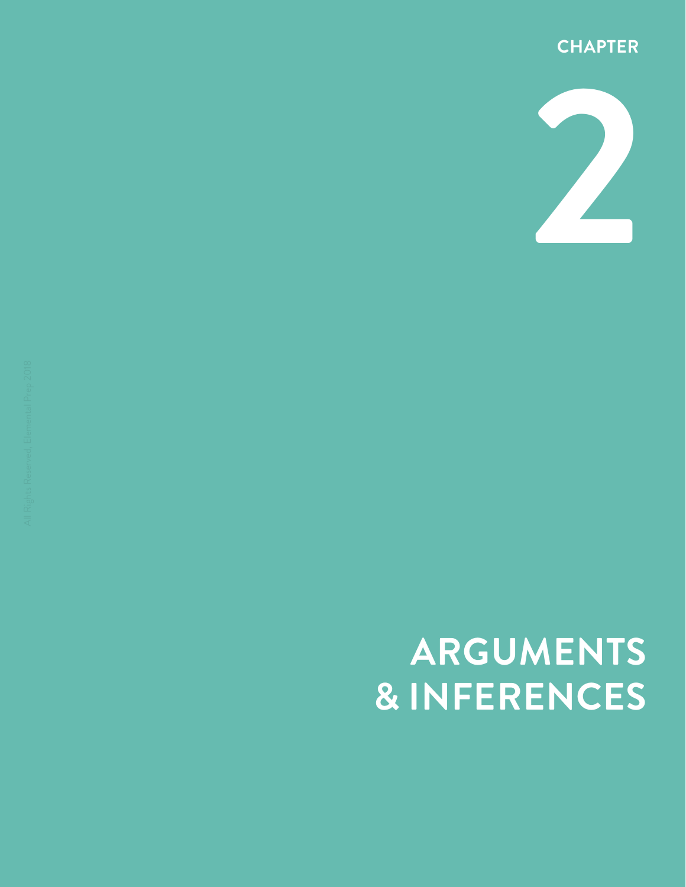CHAPTER

# 2

# ARGUMENTS & INFERENCES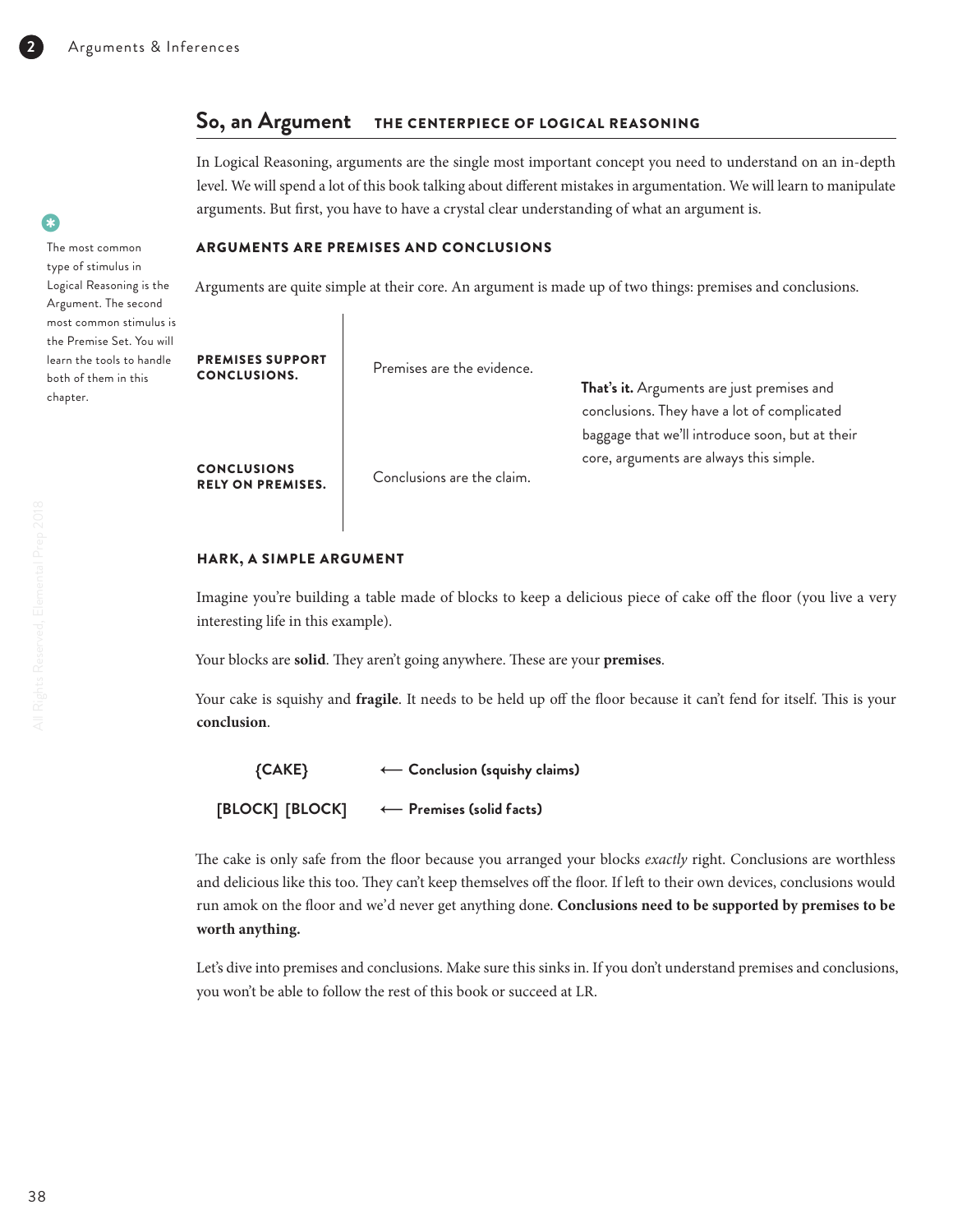## So, an Argument — THE CENTERPIECE OF LOGICAL REASONING

In Logical Reasoning, arguments are the single most important concept you need to understand on an in-depth level. We will spend a lot of this book talking about different mistakes in argumentation. We will learn to manipulate arguments. But first, you have to have a crystal clear understanding of what an argument is.

The most common type of stimulus in Logical Reasoning is the Argument. The second most common stimulus is the Premise Set. You will learn the tools to handle both of them in this chapter.

### ARGUMENTS ARE PREMISES AND CONCLUSIONS

Arguments are quite simple at their core. An argument is made up of two things: premises and conclusions.

| | |
|---|---|
| **PREMISES SUPPORT CONCLUSIONS.** | Premises are the evidence. |
| **CONCLUSIONS RELY ON PREMISES.** | Conclusions are the claim. |

**That's it.** Arguments are just premises and conclusions. They have a lot of complicated baggage that we'll introduce soon, but at their core, arguments are always this simple.

### HARK, A SIMPLE ARGUMENT

Imagine you're building a table made of blocks to keep a delicious piece of cake off the floor (you live a very interesting life in this example).

Your blocks are **solid**. They aren't going anywhere. These are your **premises**.

Your cake is squishy and **fragile**. It needs to be held up off the floor because it can't fend for itself. This is your **conclusion**.

```
      {CAKE}         ⟵ Conclusion (squishy claims)
  [BLOCK] [BLOCK]    ⟵ Premises (solid facts)
```

The cake is only safe from the floor because you arranged your blocks *exactly* right. Conclusions are worthless and delicious like this too. They can't keep themselves off the floor. If left to their own devices, conclusions would run amok on the floor and we'd never get anything done. **Conclusions need to be supported by premises to be worth anything.**

Let's dive into premises and conclusions. Make sure this sinks in. If you don't understand premises and conclusions, you won't be able to follow the rest of this book or succeed at LR.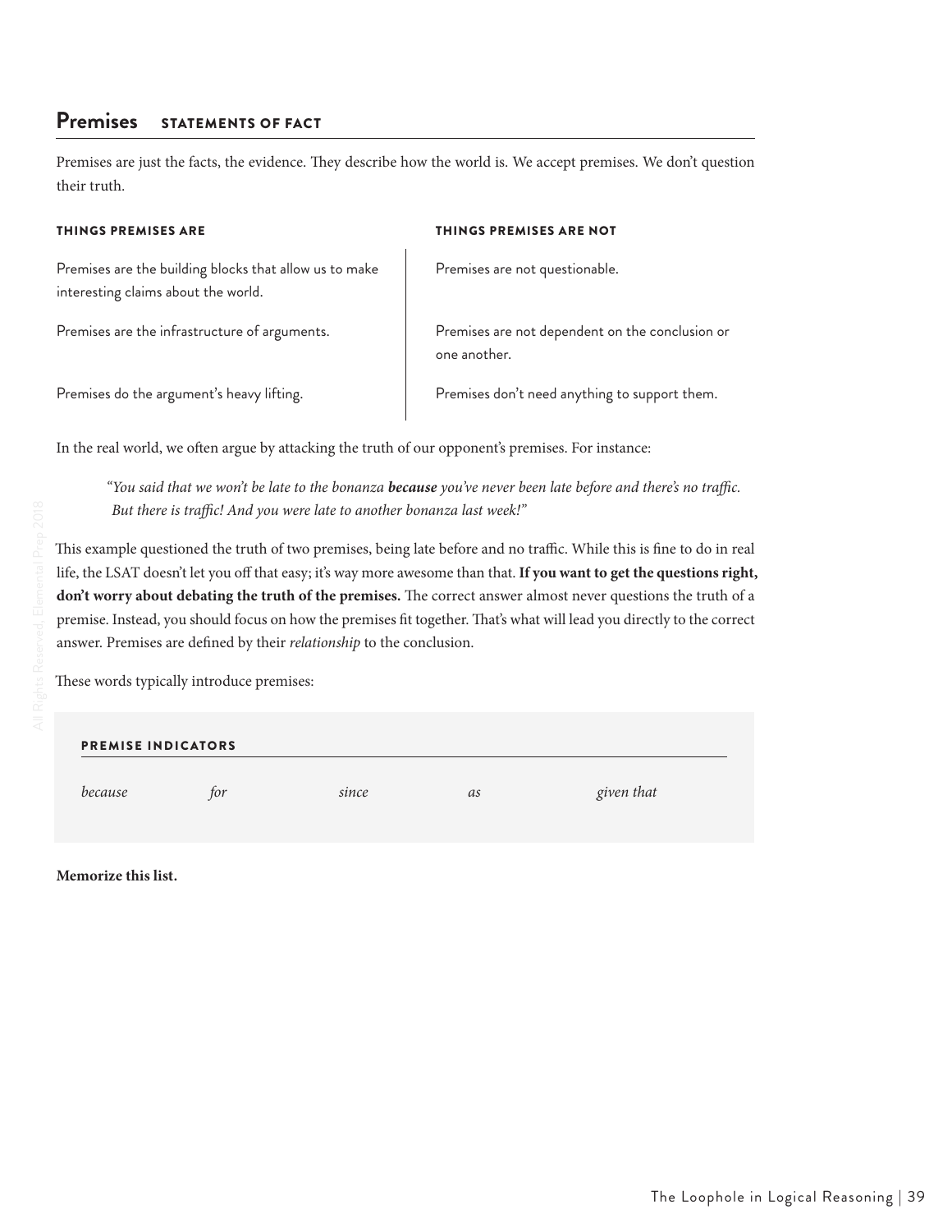## Premises STATEMENTS OF FACT

Premises are just the facts, the evidence. They describe how the world is. We accept premises. We don't question their truth.

| THINGS PREMISES ARE | THINGS PREMISES ARE NOT |
| --- | --- |
| Premises are the building blocks that allow us to make interesting claims about the world. | Premises are not questionable. |
| Premises are the infrastructure of arguments. | Premises are not dependent on the conclusion or one another. |
| Premises do the argument's heavy lifting. | Premises don't need anything to support them. |

In the real world, we often argue by attacking the truth of our opponent's premises. For instance:

> *"You said that we won't be late to the bonanza* ***because*** *you've never been late before and there's no traffic. But there is traffic! And you were late to another bonanza last week!"*

This example questioned the truth of two premises, being late before and no traffic. While this is fine to do in real life, the LSAT doesn't let you off that easy; it's way more awesome than that. **If you want to get the questions right, don't worry about debating the truth of the premises.** The correct answer almost never questions the truth of a premise. Instead, you should focus on how the premises fit together. That's what will lead you directly to the correct answer. Premises are defined by their *relationship* to the conclusion.

These words typically introduce premises:

| PREMISE INDICATORS | | | | |
| --- | --- | --- | --- | --- |
| *because* | *for* | *since* | *as* | *given that* |

**Memorize this list.**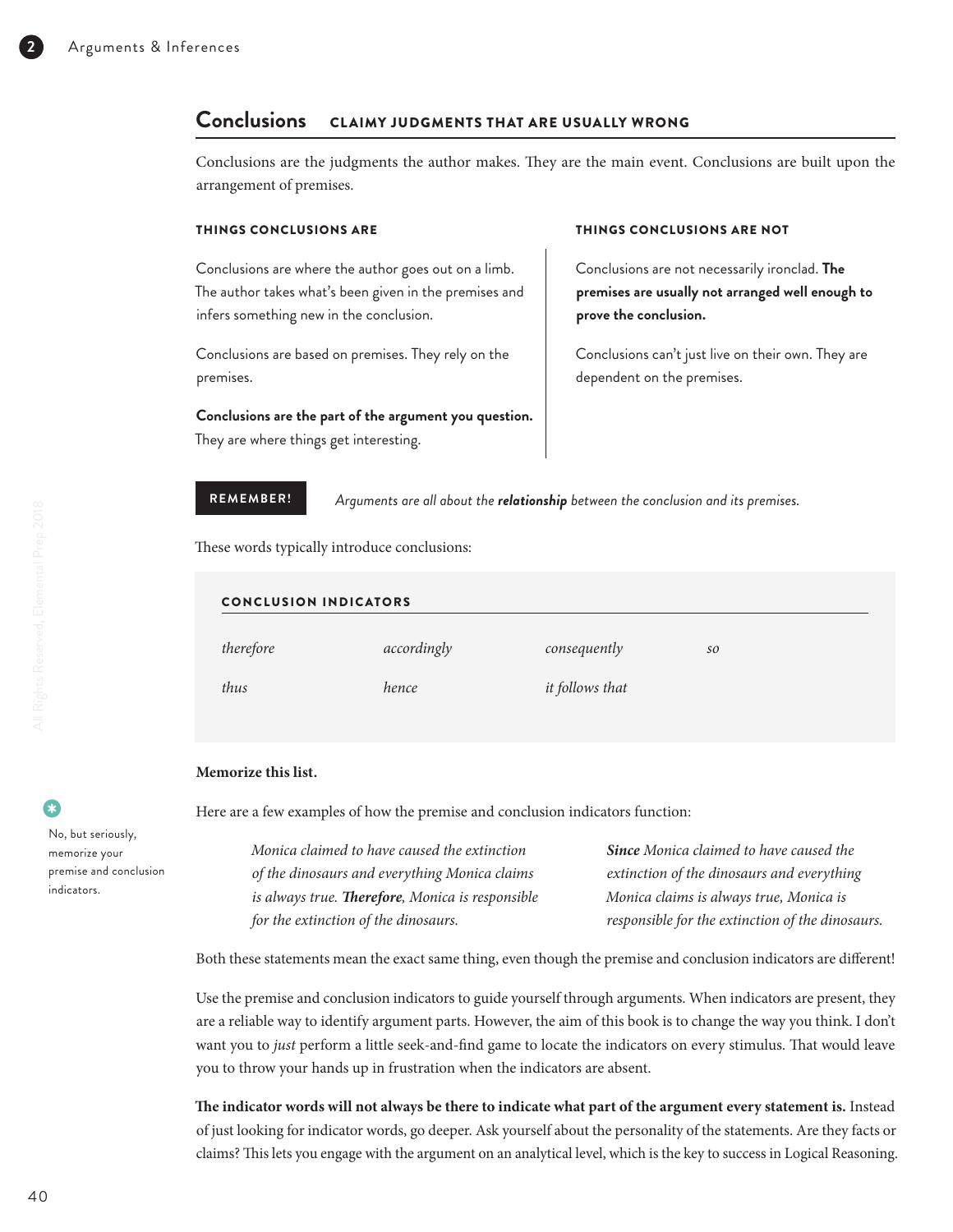## Conclusions — CLAIMY JUDGMENTS THAT ARE USUALLY WRONG

Conclusions are the judgments the author makes. They are the main event. Conclusions are built upon the arrangement of premises.

**THINGS CONCLUSIONS ARE**

Conclusions are where the author goes out on a limb. The author takes what's been given in the premises and infers something new in the conclusion.

Conclusions are based on premises. They rely on the premises.

**Conclusions are the part of the argument you question.** They are where things get interesting.

**THINGS CONCLUSIONS ARE NOT**

Conclusions are not necessarily ironclad. **The premises are usually not arranged well enough to prove the conclusion.**

Conclusions can't just live on their own. They are dependent on the premises.

**REMEMBER!** *Arguments are all about the **relationship** between the conclusion and its premises.*

These words typically introduce conclusions:

**CONCLUSION INDICATORS**

| | | | |
|---|---|---|---|
| *therefore* | *accordingly* | *consequently* | *so* |
| *thus* | *hence* | *it follows that* | |

**Memorize this list.**

No, but seriously, memorize your premise and conclusion indicators.

Here are a few examples of how the premise and conclusion indicators function:

> *Monica claimed to have caused the extinction of the dinosaurs and everything Monica claims is always true. **Therefore**, Monica is responsible for the extinction of the dinosaurs.*

> ***Since** Monica claimed to have caused the extinction of the dinosaurs and everything Monica claims is always true, Monica is responsible for the extinction of the dinosaurs.*

Both these statements mean the exact same thing, even though the premise and conclusion indicators are different!

Use the premise and conclusion indicators to guide yourself through arguments. When indicators are present, they are a reliable way to identify argument parts. However, the aim of this book is to change the way you think. I don't want you to *just* perform a little seek-and-find game to locate the indicators on every stimulus. That would leave you to throw your hands up in frustration when the indicators are absent.

**The indicator words will not always be there to indicate what part of the argument every statement is.** Instead of just looking for indicator words, go deeper. Ask yourself about the personality of the statements. Are they facts or claims? This lets you engage with the argument on an analytical level, which is the key to success in Logical Reasoning.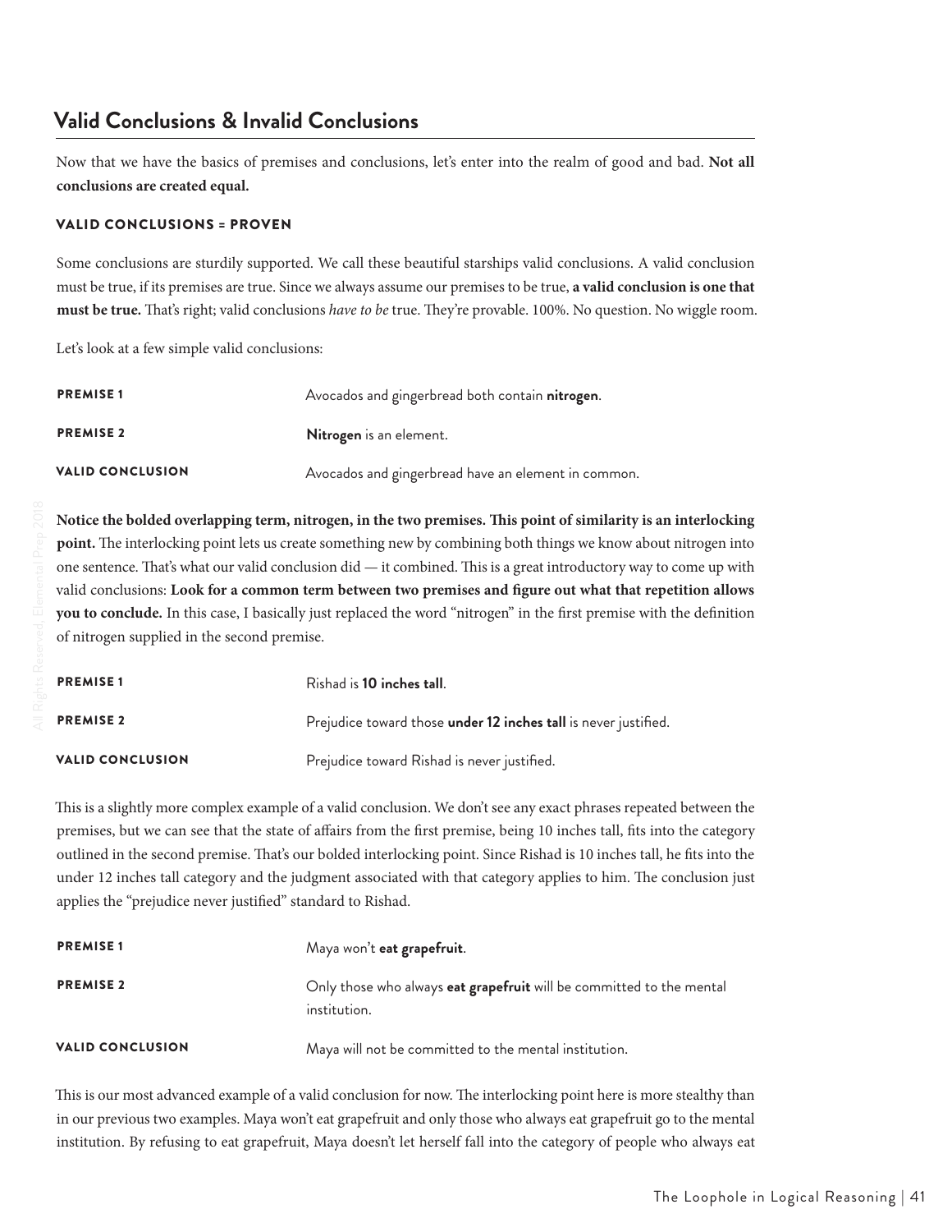## Valid Conclusions & Invalid Conclusions

Now that we have the basics of premises and conclusions, let's enter into the realm of good and bad. **Not all conclusions are created equal.**

### VALID CONCLUSIONS = PROVEN

Some conclusions are sturdily supported. We call these beautiful starships valid conclusions. A valid conclusion must be true, if its premises are true. Since we always assume our premises to be true, **a valid conclusion is one that must be true.** That's right; valid conclusions *have to be* true. They're provable. 100%. No question. No wiggle room.

Let's look at a few simple valid conclusions:

| | |
|---|---|
| **PREMISE 1** | Avocados and gingerbread both contain **nitrogen**. |
| **PREMISE 2** | **Nitrogen** is an element. |
| **VALID CONCLUSION** | Avocados and gingerbread have an element in common. |

**Notice the bolded overlapping term, nitrogen, in the two premises. This point of similarity is an interlocking point.** The interlocking point lets us create something new by combining both things we know about nitrogen into one sentence. That's what our valid conclusion did — it combined. This is a great introductory way to come up with valid conclusions: **Look for a common term between two premises and figure out what that repetition allows you to conclude.** In this case, I basically just replaced the word "nitrogen" in the first premise with the definition of nitrogen supplied in the second premise.

| | |
|---|---|
| **PREMISE 1** | Rishad is **10 inches tall**. |
| **PREMISE 2** | Prejudice toward those **under 12 inches tall** is never justified. |
| **VALID CONCLUSION** | Prejudice toward Rishad is never justified. |

This is a slightly more complex example of a valid conclusion. We don't see any exact phrases repeated between the premises, but we can see that the state of affairs from the first premise, being 10 inches tall, fits into the category outlined in the second premise. That's our bolded interlocking point. Since Rishad is 10 inches tall, he fits into the under 12 inches tall category and the judgment associated with that category applies to him. The conclusion just applies the "prejudice never justified" standard to Rishad.

| | |
|---|---|
| **PREMISE 1** | Maya won't **eat grapefruit**. |
| **PREMISE 2** | Only those who always **eat grapefruit** will be committed to the mental institution. |
| **VALID CONCLUSION** | Maya will not be committed to the mental institution. |

This is our most advanced example of a valid conclusion for now. The interlocking point here is more stealthy than in our previous two examples. Maya won't eat grapefruit and only those who always eat grapefruit go to the mental institution. By refusing to eat grapefruit, Maya doesn't let herself fall into the category of people who always eat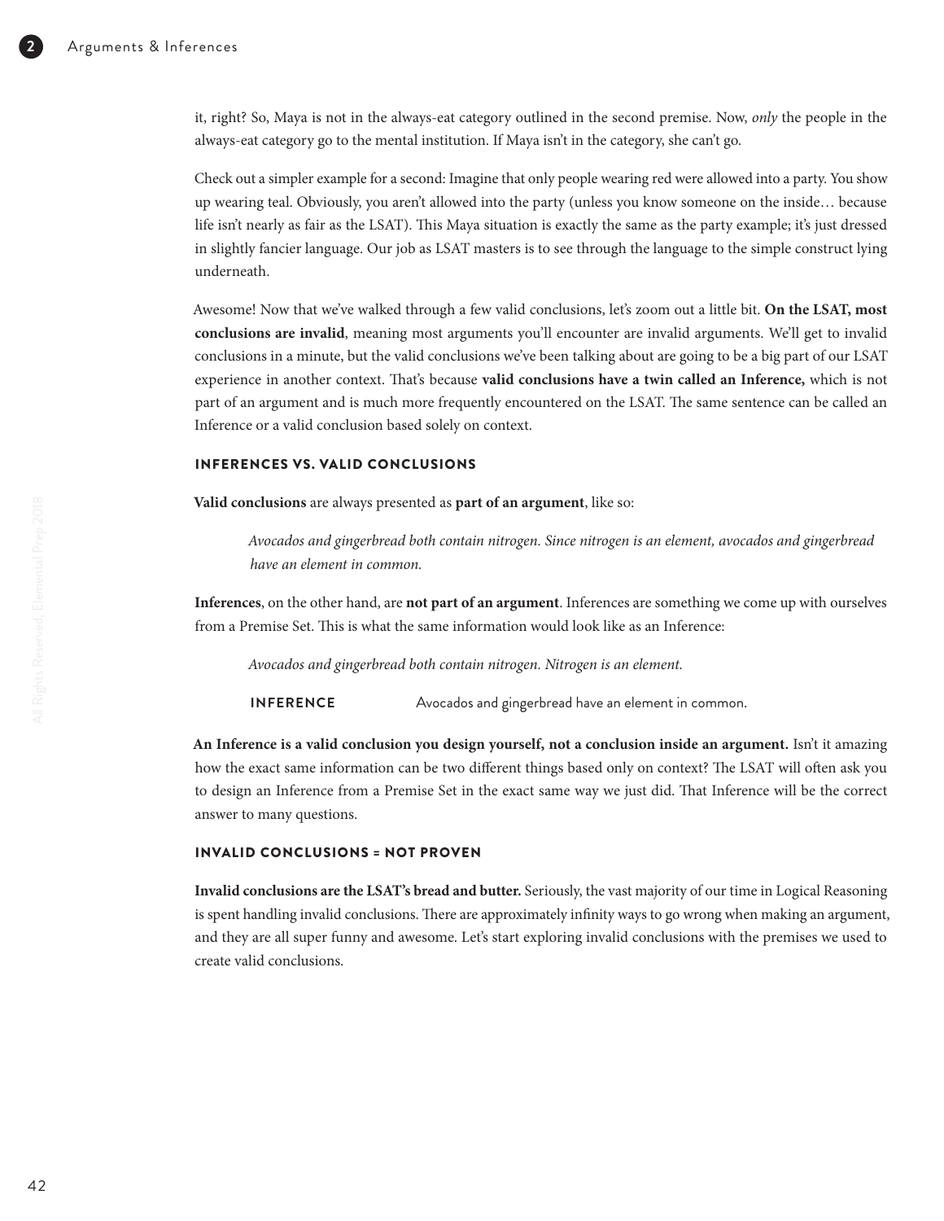it, right? So, Maya is not in the always-eat category outlined in the second premise. Now, *only* the people in the always-eat category go to the mental institution. If Maya isn't in the category, she can't go.

Check out a simpler example for a second: Imagine that only people wearing red were allowed into a party. You show up wearing teal. Obviously, you aren't allowed into the party (unless you know someone on the inside… because life isn't nearly as fair as the LSAT). This Maya situation is exactly the same as the party example; it's just dressed in slightly fancier language. Our job as LSAT masters is to see through the language to the simple construct lying underneath.

Awesome! Now that we've walked through a few valid conclusions, let's zoom out a little bit. **On the LSAT, most conclusions are invalid**, meaning most arguments you'll encounter are invalid arguments. We'll get to invalid conclusions in a minute, but the valid conclusions we've been talking about are going to be a big part of our LSAT experience in another context. That's because **valid conclusions have a twin called an Inference,** which is not part of an argument and is much more frequently encountered on the LSAT. The same sentence can be called an Inference or a valid conclusion based solely on context.

### INFERENCES VS. VALID CONCLUSIONS

**Valid conclusions** are always presented as **part of an argument**, like so:

> *Avocados and gingerbread both contain nitrogen. Since nitrogen is an element, avocados and gingerbread have an element in common.*

**Inferences**, on the other hand, are **not part of an argument**. Inferences are something we come up with ourselves from a Premise Set. This is what the same information would look like as an Inference:

> *Avocados and gingerbread both contain nitrogen. Nitrogen is an element.*

**INFERENCE** Avocados and gingerbread have an element in common.

**An Inference is a valid conclusion you design yourself, not a conclusion inside an argument.** Isn't it amazing how the exact same information can be two different things based only on context? The LSAT will often ask you to design an Inference from a Premise Set in the exact same way we just did. That Inference will be the correct answer to many questions.

### INVALID CONCLUSIONS = NOT PROVEN

**Invalid conclusions are the LSAT's bread and butter.** Seriously, the vast majority of our time in Logical Reasoning is spent handling invalid conclusions. There are approximately infinity ways to go wrong when making an argument, and they are all super funny and awesome. Let's start exploring invalid conclusions with the premises we used to create valid conclusions.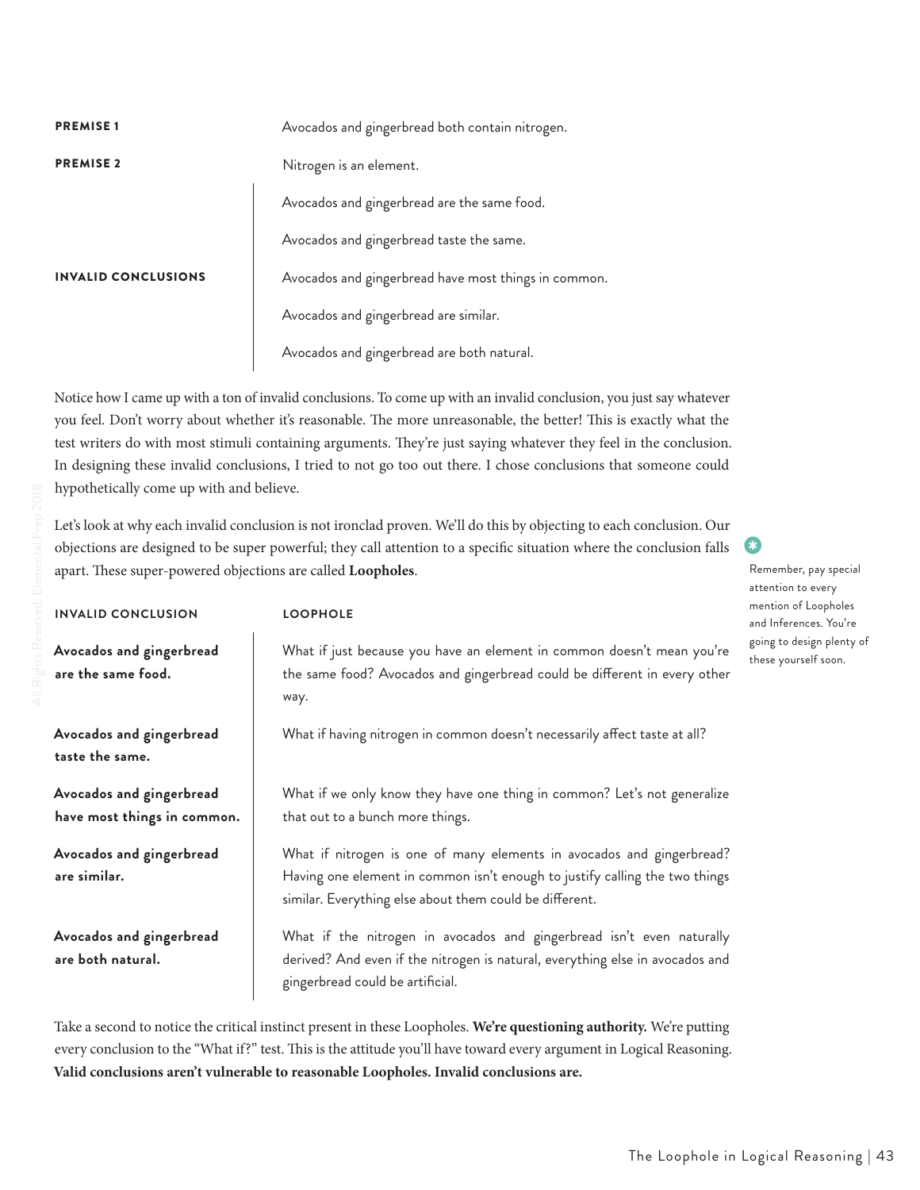| | |
|---|---|
| **PREMISE 1** | Avocados and gingerbread both contain nitrogen. |
| **PREMISE 2** | Nitrogen is an element. |
| **INVALID CONCLUSIONS** | Avocados and gingerbread are the same food. |
| | Avocados and gingerbread taste the same. |
| | Avocados and gingerbread have most things in common. |
| | Avocados and gingerbread are similar. |
| | Avocados and gingerbread are both natural. |

Notice how I came up with a ton of invalid conclusions. To come up with an invalid conclusion, you just say whatever you feel. Don't worry about whether it's reasonable. The more unreasonable, the better! This is exactly what the test writers do with most stimuli containing arguments. They're just saying whatever they feel in the conclusion. In designing these invalid conclusions, I tried to not go too out there. I chose conclusions that someone could hypothetically come up with and believe.

Let's look at why each invalid conclusion is not ironclad proven. We'll do this by objecting to each conclusion. Our objections are designed to be super powerful; they call attention to a specific situation where the conclusion falls apart. These super-powered objections are called **Loopholes**.

> Remember, pay special attention to every mention of Loopholes and Inferences. You're going to design plenty of these yourself soon.

| INVALID CONCLUSION | LOOPHOLE |
|---|---|
| **Avocados and gingerbread are the same food.** | What if just because you have an element in common doesn't mean you're the same food? Avocados and gingerbread could be different in every other way. |
| **Avocados and gingerbread taste the same.** | What if having nitrogen in common doesn't necessarily affect taste at all? |
| **Avocados and gingerbread have most things in common.** | What if we only know they have one thing in common? Let's not generalize that out to a bunch more things. |
| **Avocados and gingerbread are similar.** | What if nitrogen is one of many elements in avocados and gingerbread? Having one element in common isn't enough to justify calling the two things similar. Everything else about them could be different. |
| **Avocados and gingerbread are both natural.** | What if the nitrogen in avocados and gingerbread isn't even naturally derived? And even if the nitrogen is natural, everything else in avocados and gingerbread could be artificial. |

Take a second to notice the critical instinct present in these Loopholes. **We're questioning authority.** We're putting every conclusion to the "What if?" test. This is the attitude you'll have toward every argument in Logical Reasoning. **Valid conclusions aren't vulnerable to reasonable Loopholes. Invalid conclusions are.**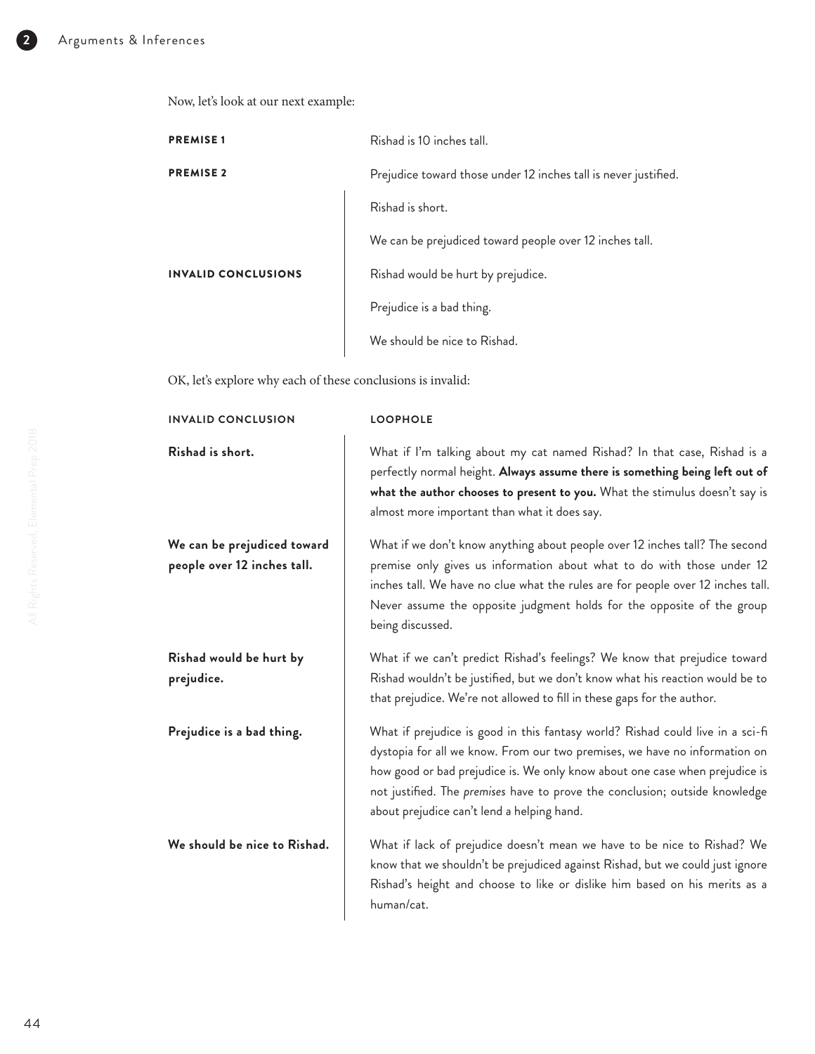Now, let's look at our next example:

| | |
|---|---|
| **PREMISE 1** | Rishad is 10 inches tall. |
| **PREMISE 2** | Prejudice toward those under 12 inches tall is never justified. |
| **INVALID CONCLUSIONS** | Rishad is short. |
| | We can be prejudiced toward people over 12 inches tall. |
| | Rishad would be hurt by prejudice. |
| | Prejudice is a bad thing. |
| | We should be nice to Rishad. |

OK, let's explore why each of these conclusions is invalid:

| INVALID CONCLUSION | LOOPHOLE |
|---|---|
| **Rishad is short.** | What if I'm talking about my cat named Rishad? In that case, Rishad is a perfectly normal height. **Always assume there is something being left out of what the author chooses to present to you.** What the stimulus doesn't say is almost more important than what it does say. |
| **We can be prejudiced toward people over 12 inches tall.** | What if we don't know anything about people over 12 inches tall? The second premise only gives us information about what to do with those under 12 inches tall. We have no clue what the rules are for people over 12 inches tall. Never assume the opposite judgment holds for the opposite of the group being discussed. |
| **Rishad would be hurt by prejudice.** | What if we can't predict Rishad's feelings? We know that prejudice toward Rishad wouldn't be justified, but we don't know what his reaction would be to that prejudice. We're not allowed to fill in these gaps for the author. |
| **Prejudice is a bad thing.** | What if prejudice is good in this fantasy world? Rishad could live in a sci-fi dystopia for all we know. From our two premises, we have no information on how good or bad prejudice is. We only know about one case when prejudice is not justified. The *premises* have to prove the conclusion; outside knowledge about prejudice can't lend a helping hand. |
| **We should be nice to Rishad.** | What if lack of prejudice doesn't mean we have to be nice to Rishad? We know that we shouldn't be prejudiced against Rishad, but we could just ignore Rishad's height and choose to like or dislike him based on his merits as a human/cat. |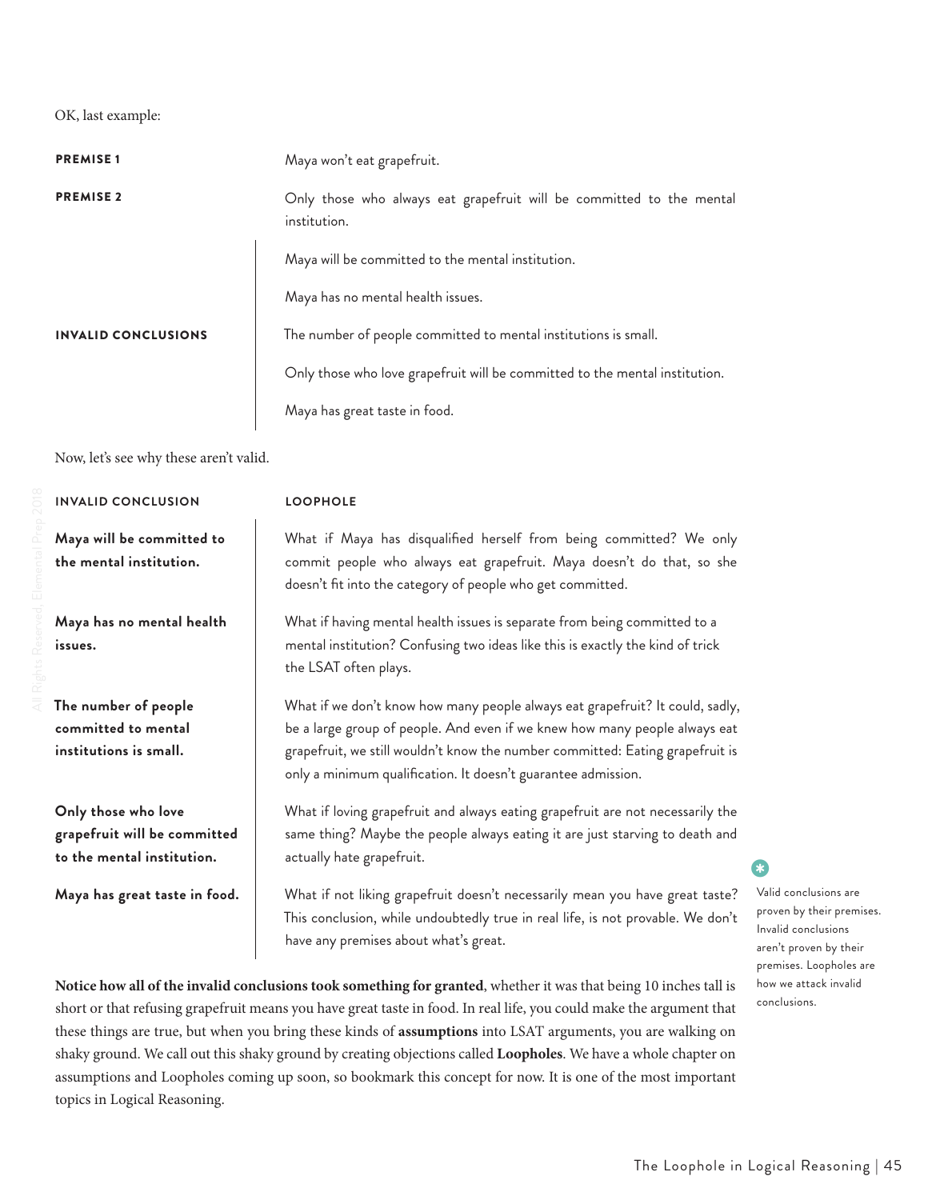OK, last example:

| | |
|---|---|
| **PREMISE 1** | Maya won't eat grapefruit. |
| **PREMISE 2** | Only those who always eat grapefruit will be committed to the mental institution. |
| **INVALID CONCLUSIONS** | Maya will be committed to the mental institution. |
| | Maya has no mental health issues. |
| | The number of people committed to mental institutions is small. |
| | Only those who love grapefruit will be committed to the mental institution. |
| | Maya has great taste in food. |

Now, let's see why these aren't valid.

| INVALID CONCLUSION | LOOPHOLE |
|---|---|
| **Maya will be committed to the mental institution.** | What if Maya has disqualified herself from being committed? We only commit people who always eat grapefruit. Maya doesn't do that, so she doesn't fit into the category of people who get committed. |
| **Maya has no mental health issues.** | What if having mental health issues is separate from being committed to a mental institution? Confusing two ideas like this is exactly the kind of trick the LSAT often plays. |
| **The number of people committed to mental institutions is small.** | What if we don't know how many people always eat grapefruit? It could, sadly, be a large group of people. And even if we knew how many people always eat grapefruit, we still wouldn't know the number committed: Eating grapefruit is only a minimum qualification. It doesn't guarantee admission. |
| **Only those who love grapefruit will be committed to the mental institution.** | What if loving grapefruit and always eating grapefruit are not necessarily the same thing? Maybe the people always eating it are just starving to death and actually hate grapefruit. |
| **Maya has great taste in food.** | What if not liking grapefruit doesn't necessarily mean you have great taste? This conclusion, while undoubtedly true in real life, is not provable. We don't have any premises about what's great. |

Valid conclusions are proven by their premises. Invalid conclusions aren't proven by their premises. Loopholes are how we attack invalid conclusions.

**Notice how all of the invalid conclusions took something for granted**, whether it was that being 10 inches tall is short or that refusing grapefruit means you have great taste in food. In real life, you could make the argument that these things are true, but when you bring these kinds of **assumptions** into LSAT arguments, you are walking on shaky ground. We call out this shaky ground by creating objections called **Loopholes**. We have a whole chapter on assumptions and Loopholes coming up soon, so bookmark this concept for now. It is one of the most important topics in Logical Reasoning.